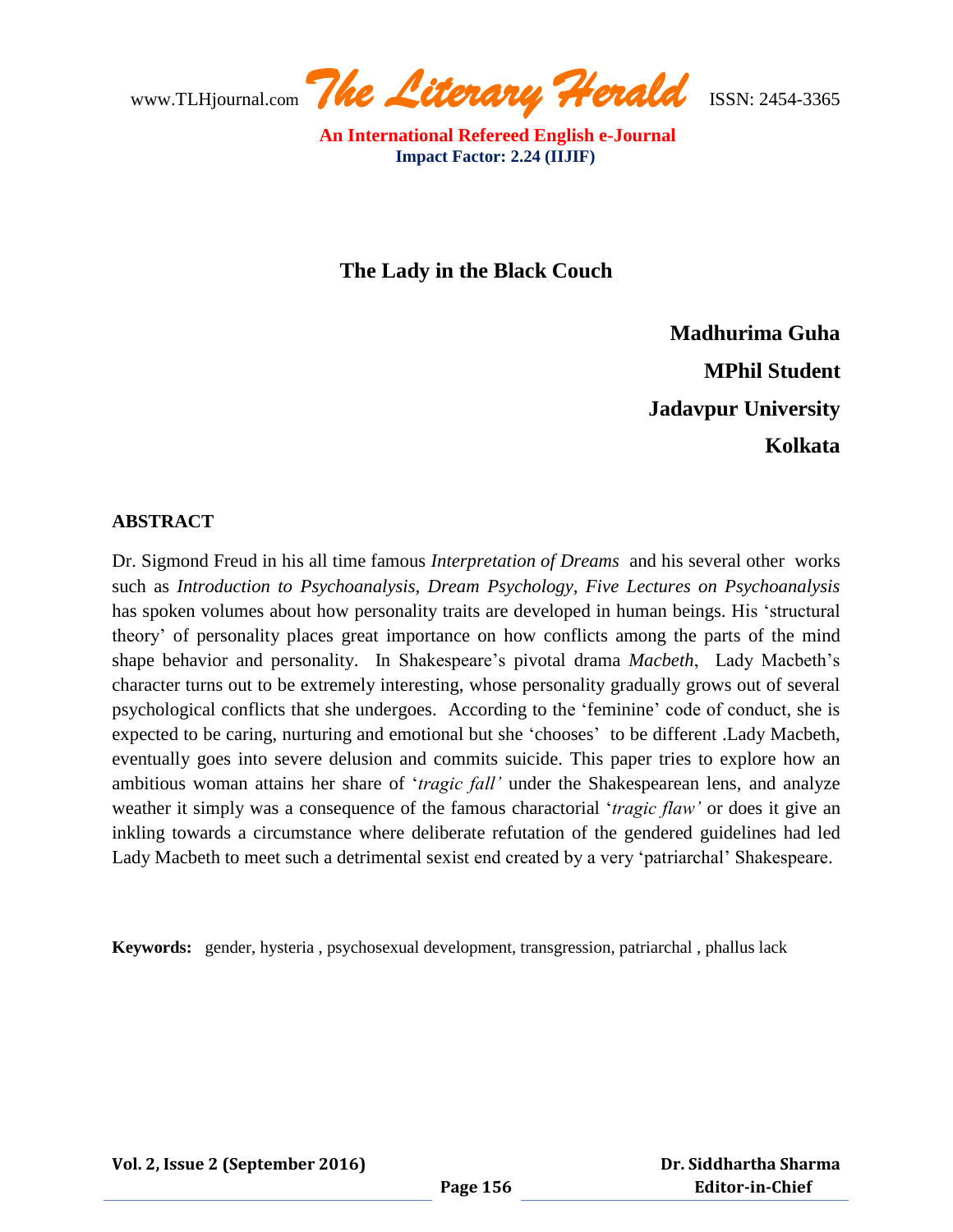# The Lady in the Black Couch

**Madhurima Guha**
**MPhil Student**
**Jadavpur University**
**Kolkata**

## ABSTRACT

Dr. Sigmond Freud in his all time famous *Interpretation of Dreams* and his several other works such as *Introduction to Psychoanalysis, Dream Psychology, Five Lectures on Psychoanalysis* has spoken volumes about how personality traits are developed in human beings. His 'structural theory' of personality places great importance on how conflicts among the parts of the mind shape behavior and personality. In Shakespeare's pivotal drama *Macbeth*, Lady Macbeth's character turns out to be extremely interesting, whose personality gradually grows out of several psychological conflicts that she undergoes. According to the 'feminine' code of conduct, she is expected to be caring, nurturing and emotional but she 'chooses' to be different .Lady Macbeth, eventually goes into severe delusion and commits suicide. This paper tries to explore how an ambitious woman attains her share of '*tragic fall'* under the Shakespearean lens, and analyze weather it simply was a consequence of the famous charactorial '*tragic flaw'* or does it give an inkling towards a circumstance where deliberate refutation of the gendered guidelines had led Lady Macbeth to meet such a detrimental sexist end created by a very 'patriarchal' Shakespeare.

**Keywords:** gender, hysteria , psychosexual development, transgression, patriarchal , phallus lack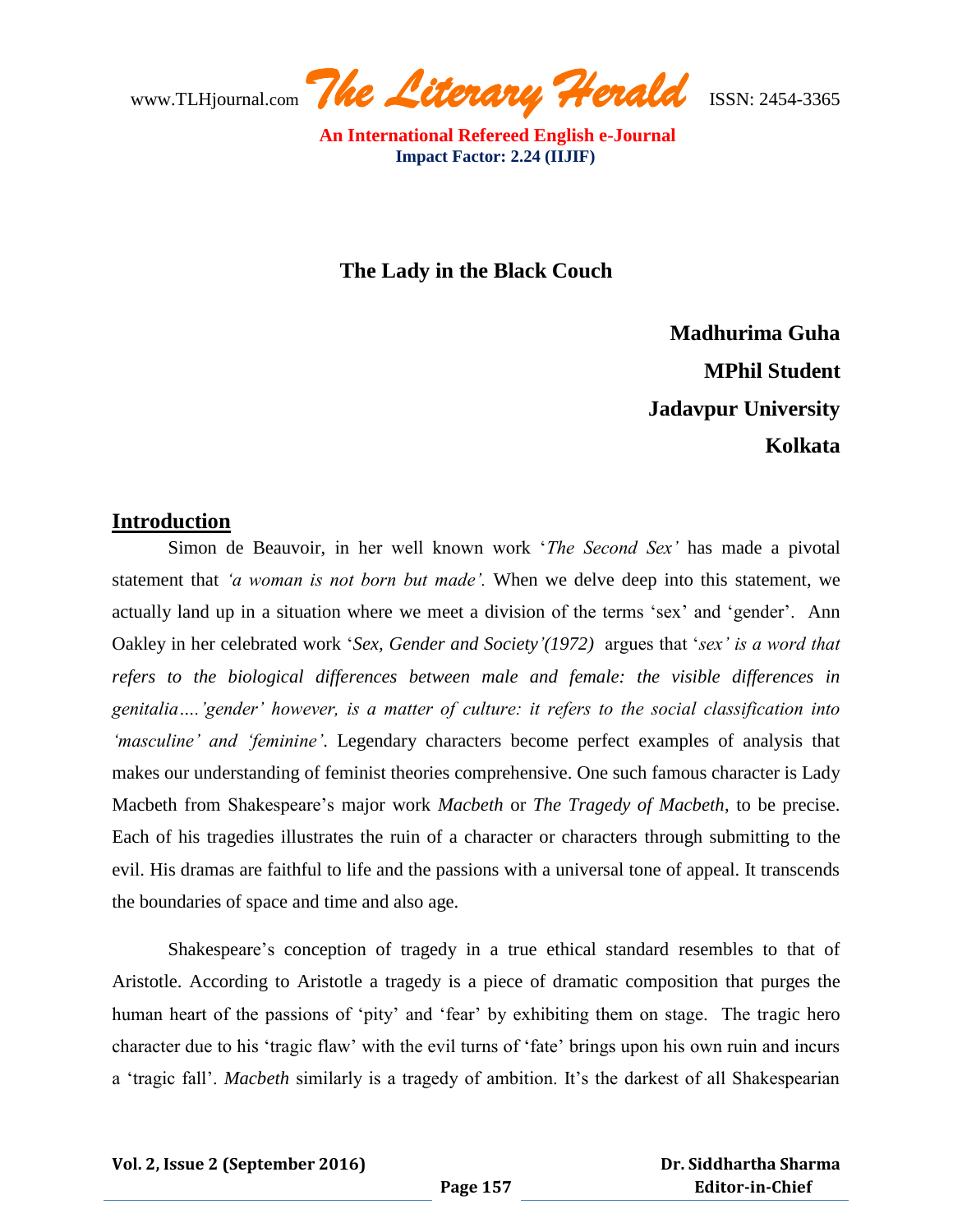# The Lady in the Black Couch

**Madhurima Guha**
**MPhil Student**
**Jadavpur University**
**Kolkata**

## Introduction

Simon de Beauvoir, in her well known work '*The Second Sex'* has made a pivotal statement that *'a woman is not born but made'.* When we delve deep into this statement, we actually land up in a situation where we meet a division of the terms 'sex' and 'gender'. Ann Oakley in her celebrated work '*Sex, Gender and Society'(1972)* argues that '*sex' is a word that refers to the biological differences between male and female: the visible differences in genitalia….'gender' however, is a matter of culture: it refers to the social classification into 'masculine' and 'feminine'.* Legendary characters become perfect examples of analysis that makes our understanding of feminist theories comprehensive. One such famous character is Lady Macbeth from Shakespeare's major work *Macbeth* or *The Tragedy of Macbeth*, to be precise. Each of his tragedies illustrates the ruin of a character or characters through submitting to the evil. His dramas are faithful to life and the passions with a universal tone of appeal. It transcends the boundaries of space and time and also age.

Shakespeare's conception of tragedy in a true ethical standard resembles to that of Aristotle. According to Aristotle a tragedy is a piece of dramatic composition that purges the human heart of the passions of 'pity' and 'fear' by exhibiting them on stage. The tragic hero character due to his 'tragic flaw' with the evil turns of 'fate' brings upon his own ruin and incurs a 'tragic fall'. *Macbeth* similarly is a tragedy of ambition. It's the darkest of all Shakespearian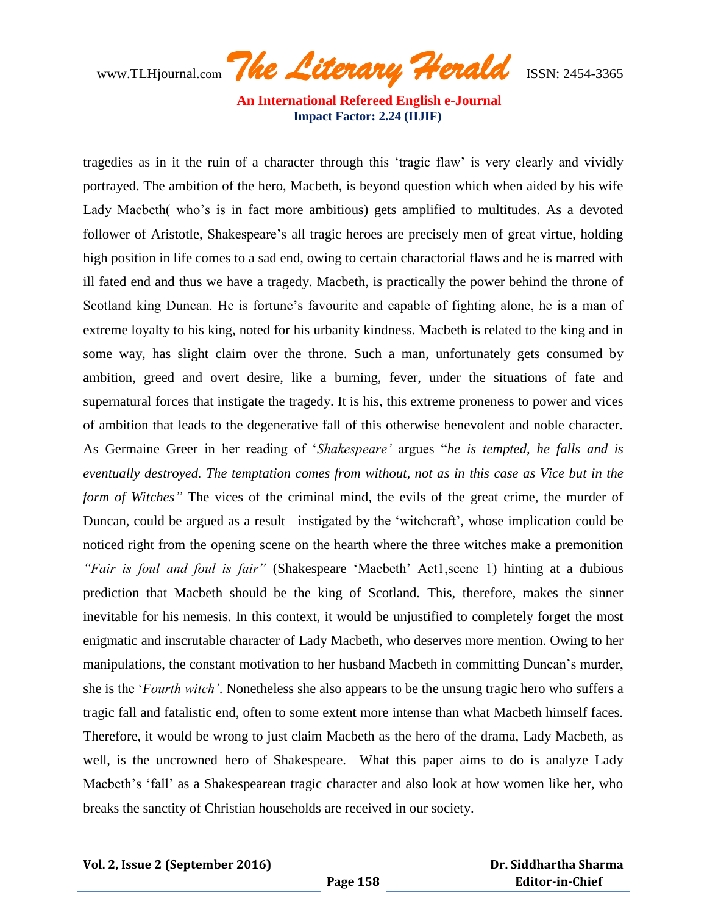tragedies as in it the ruin of a character through this 'tragic flaw' is very clearly and vividly portrayed. The ambition of the hero, Macbeth, is beyond question which when aided by his wife Lady Macbeth( who's is in fact more ambitious) gets amplified to multitudes. As a devoted follower of Aristotle, Shakespeare's all tragic heroes are precisely men of great virtue, holding high position in life comes to a sad end, owing to certain charactorial flaws and he is marred with ill fated end and thus we have a tragedy. Macbeth, is practically the power behind the throne of Scotland king Duncan. He is fortune's favourite and capable of fighting alone, he is a man of extreme loyalty to his king, noted for his urbanity kindness. Macbeth is related to the king and in some way, has slight claim over the throne. Such a man, unfortunately gets consumed by ambition, greed and overt desire, like a burning, fever, under the situations of fate and supernatural forces that instigate the tragedy. It is his, this extreme proneness to power and vices of ambition that leads to the degenerative fall of this otherwise benevolent and noble character. As Germaine Greer in her reading of '*Shakespeare'* argues "*he is tempted, he falls and is eventually destroyed. The temptation comes from without, not as in this case as Vice but in the form of Witches"* The vices of the criminal mind, the evils of the great crime, the murder of Duncan, could be argued as a result instigated by the 'witchcraft', whose implication could be noticed right from the opening scene on the hearth where the three witches make a premonition *"Fair is foul and foul is fair"* (Shakespeare 'Macbeth' Act1,scene 1) hinting at a dubious prediction that Macbeth should be the king of Scotland. This, therefore, makes the sinner inevitable for his nemesis. In this context, it would be unjustified to completely forget the most enigmatic and inscrutable character of Lady Macbeth, who deserves more mention. Owing to her manipulations, the constant motivation to her husband Macbeth in committing Duncan's murder, she is the '*Fourth witch'*. Nonetheless she also appears to be the unsung tragic hero who suffers a tragic fall and fatalistic end, often to some extent more intense than what Macbeth himself faces. Therefore, it would be wrong to just claim Macbeth as the hero of the drama, Lady Macbeth, as well, is the uncrowned hero of Shakespeare. What this paper aims to do is analyze Lady Macbeth's 'fall' as a Shakespearean tragic character and also look at how women like her, who breaks the sanctity of Christian households are received in our society.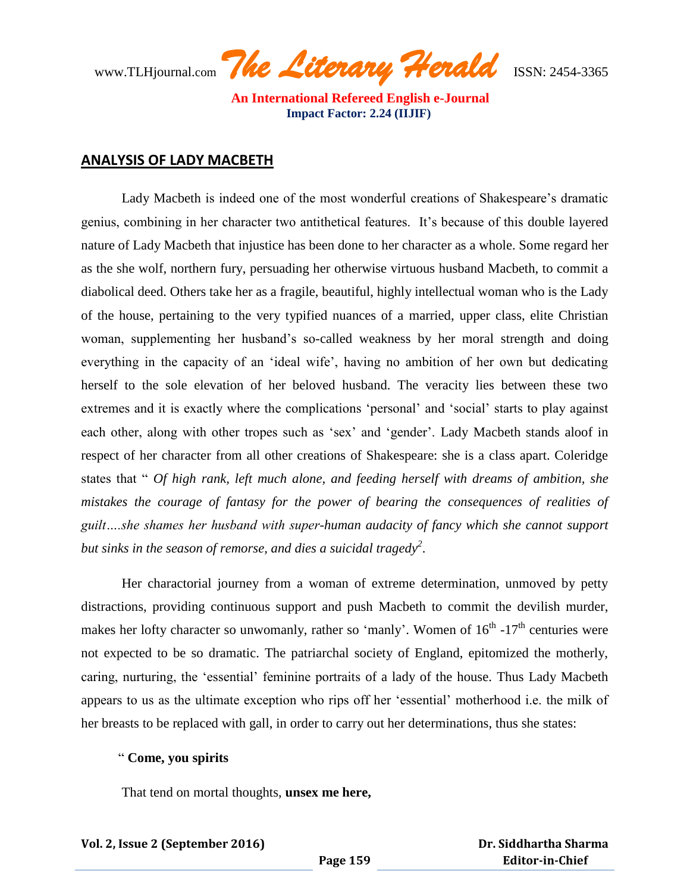## ANALYSIS OF LADY MACBETH

Lady Macbeth is indeed one of the most wonderful creations of Shakespeare's dramatic genius, combining in her character two antithetical features. It's because of this double layered nature of Lady Macbeth that injustice has been done to her character as a whole. Some regard her as the she wolf, northern fury, persuading her otherwise virtuous husband Macbeth, to commit a diabolical deed. Others take her as a fragile, beautiful, highly intellectual woman who is the Lady of the house, pertaining to the very typified nuances of a married, upper class, elite Christian woman, supplementing her husband's so-called weakness by her moral strength and doing everything in the capacity of an 'ideal wife', having no ambition of her own but dedicating herself to the sole elevation of her beloved husband. The veracity lies between these two extremes and it is exactly where the complications 'personal' and 'social' starts to play against each other, along with other tropes such as 'sex' and 'gender'. Lady Macbeth stands aloof in respect of her character from all other creations of Shakespeare: she is a class apart. Coleridge states that " *Of high rank, left much alone, and feeding herself with dreams of ambition, she mistakes the courage of fantasy for the power of bearing the consequences of realities of guilt….she shames her husband with super-human audacity of fancy which she cannot support but sinks in the season of remorse, and dies a suicidal tragedy*[2].

Her charactorial journey from a woman of extreme determination, unmoved by petty distractions, providing continuous support and push Macbeth to commit the devilish murder, makes her lofty character so unwomanly, rather so 'manly'. Women of 16th -17th centuries were not expected to be so dramatic. The patriarchal society of England, epitomized the motherly, caring, nurturing, the 'essential' feminine portraits of a lady of the house. Thus Lady Macbeth appears to us as the ultimate exception who rips off her 'essential' motherhood i.e. the milk of her breasts to be replaced with gall, in order to carry out her determinations, thus she states:

" **Come, you spirits**

That tend on mortal thoughts, **unsex me here,**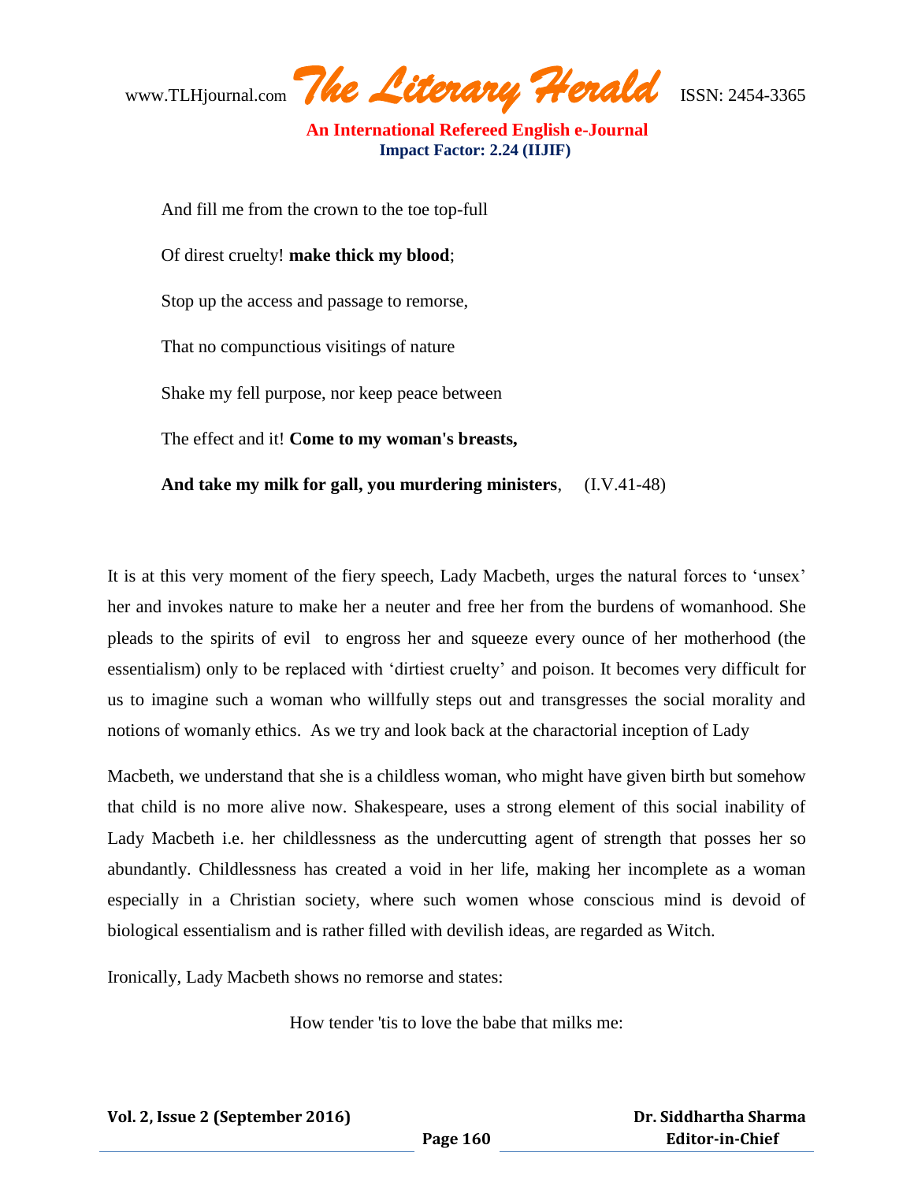And fill me from the crown to the toe top-full

Of direst cruelty! **make thick my blood**;

Stop up the access and passage to remorse,

That no compunctious visitings of nature

Shake my fell purpose, nor keep peace between

The effect and it! **Come to my woman's breasts,**

**And take my milk for gall, you murdering ministers**, (I.V.41-48)

It is at this very moment of the fiery speech, Lady Macbeth, urges the natural forces to 'unsex' her and invokes nature to make her a neuter and free her from the burdens of womanhood. She pleads to the spirits of evil to engross her and squeeze every ounce of her motherhood (the essentialism) only to be replaced with 'dirtiest cruelty' and poison. It becomes very difficult for us to imagine such a woman who willfully steps out and transgresses the social morality and notions of womanly ethics. As we try and look back at the charactorial inception of Lady Macbeth, we understand that she is a childless woman, who might have given birth but somehow that child is no more alive now. Shakespeare, uses a strong element of this social inability of Lady Macbeth i.e. her childlessness as the undercutting agent of strength that posses her so abundantly. Childlessness has created a void in her life, making her incomplete as a woman especially in a Christian society, where such women whose conscious mind is devoid of biological essentialism and is rather filled with devilish ideas, are regarded as Witch.

Ironically, Lady Macbeth shows no remorse and states:

How tender 'tis to love the babe that milks me: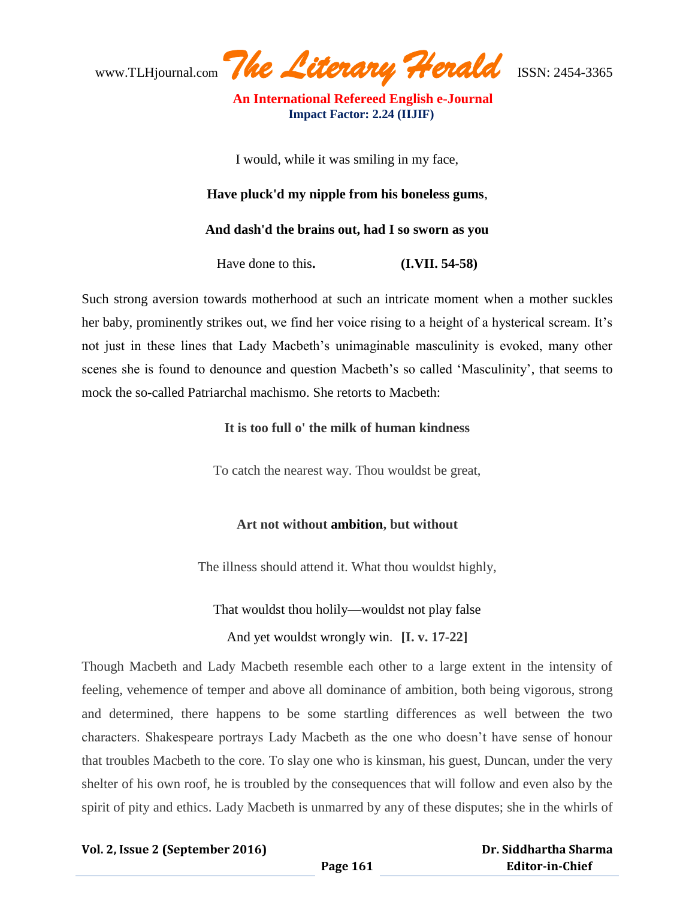I would, while it was smiling in my face,

**Have pluck'd my nipple from his boneless gums**,

**And dash'd the brains out, had I so sworn as you**

Have done to this**.** **(I.VII. 54-58)**

Such strong aversion towards motherhood at such an intricate moment when a mother suckles her baby, prominently strikes out, we find her voice rising to a height of a hysterical scream. It's not just in these lines that Lady Macbeth's unimaginable masculinity is evoked, many other scenes she is found to denounce and question Macbeth's so called 'Masculinity', that seems to mock the so-called Patriarchal machismo. She retorts to Macbeth:

**It is too full o' the milk of human kindness**

To catch the nearest way. Thou wouldst be great,

**Art not without ambition, but without**

The illness should attend it. What thou wouldst highly,

That wouldst thou holily—wouldst not play false

And yet wouldst wrongly win. **[I. v. 17-22]**

Though Macbeth and Lady Macbeth resemble each other to a large extent in the intensity of feeling, vehemence of temper and above all dominance of ambition, both being vigorous, strong and determined, there happens to be some startling differences as well between the two characters. Shakespeare portrays Lady Macbeth as the one who doesn't have sense of honour that troubles Macbeth to the core. To slay one who is kinsman, his guest, Duncan, under the very shelter of his own roof, he is troubled by the consequences that will follow and even also by the spirit of pity and ethics. Lady Macbeth is unmarred by any of these disputes; she in the whirls of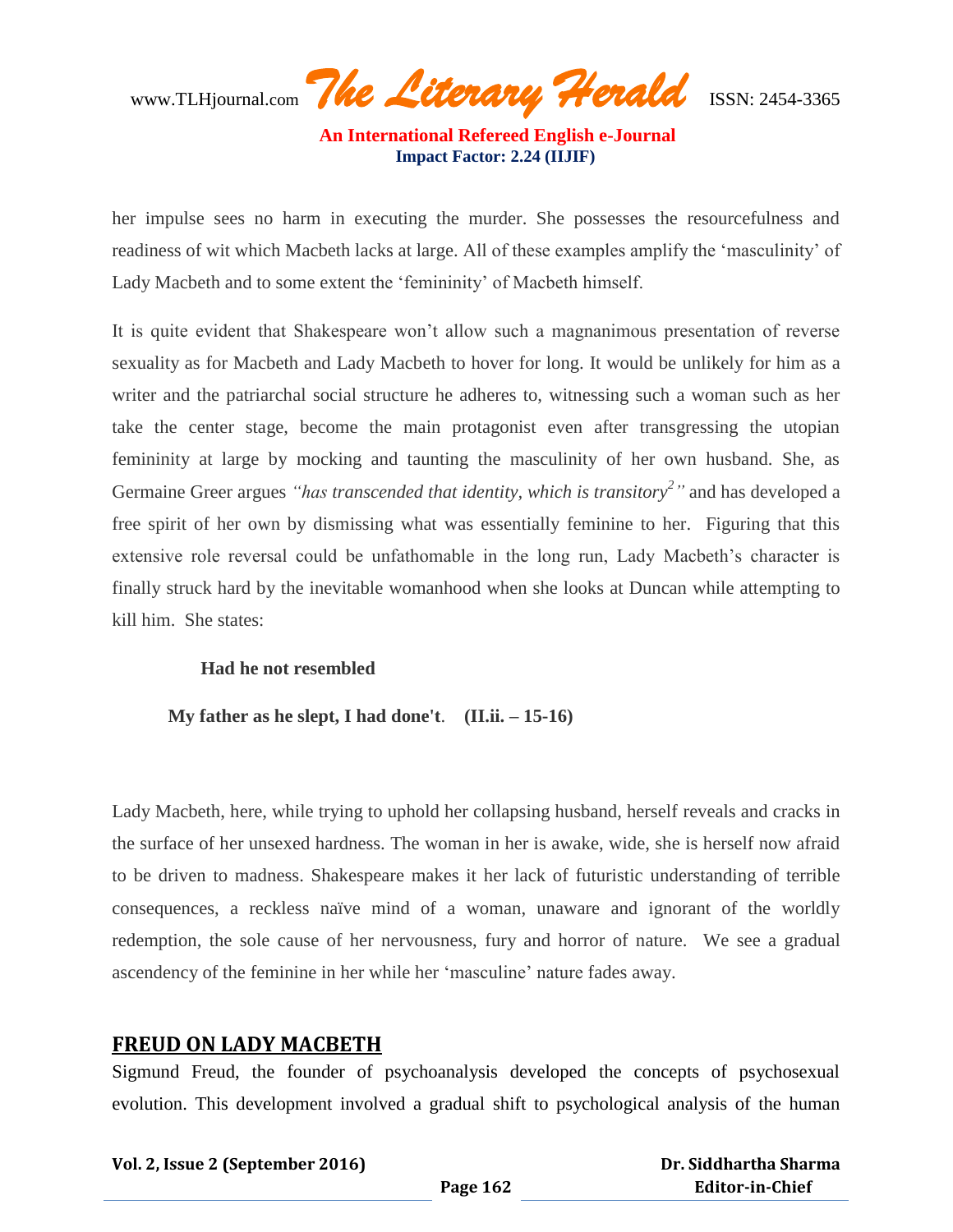her impulse sees no harm in executing the murder. She possesses the resourcefulness and readiness of wit which Macbeth lacks at large. All of these examples amplify the 'masculinity' of Lady Macbeth and to some extent the 'femininity' of Macbeth himself.

It is quite evident that Shakespeare won't allow such a magnanimous presentation of reverse sexuality as for Macbeth and Lady Macbeth to hover for long. It would be unlikely for him as a writer and the patriarchal social structure he adheres to, witnessing such a woman such as her take the center stage, become the main protagonist even after transgressing the utopian femininity at large by mocking and taunting the masculinity of her own husband. She, as Germaine Greer argues *"has transcended that identity, which is transitory*[2]*"* and has developed a free spirit of her own by dismissing what was essentially feminine to her. Figuring that this extensive role reversal could be unfathomable in the long run, Lady Macbeth's character is finally struck hard by the inevitable womanhood when she looks at Duncan while attempting to kill him. She states:

> **Had he not resembled**
>
> **My father as he slept, I had done't**. **(II.ii. – 15-16)**

Lady Macbeth, here, while trying to uphold her collapsing husband, herself reveals and cracks in the surface of her unsexed hardness. The woman in her is awake, wide, she is herself now afraid to be driven to madness. Shakespeare makes it her lack of futuristic understanding of terrible consequences, a reckless naïve mind of a woman, unaware and ignorant of the worldly redemption, the sole cause of her nervousness, fury and horror of nature. We see a gradual ascendency of the feminine in her while her 'masculine' nature fades away.

## FREUD ON LADY MACBETH

Sigmund Freud, the founder of psychoanalysis developed the concepts of psychosexual evolution. This development involved a gradual shift to psychological analysis of the human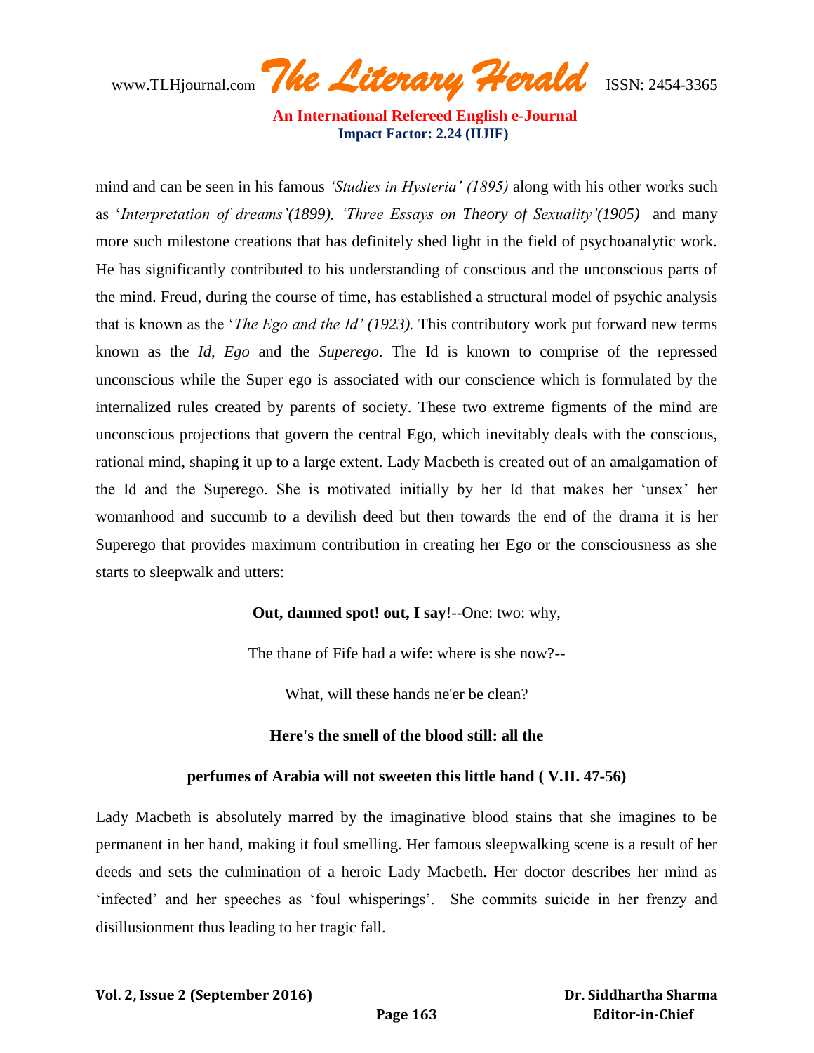mind and can be seen in his famous *'Studies in Hysteria' (1895)* along with his other works such as '*Interpretation of dreams'(1899), 'Three Essays on Theory of Sexuality'(1905)* and many more such milestone creations that has definitely shed light in the field of psychoanalytic work. He has significantly contributed to his understanding of conscious and the unconscious parts of the mind. Freud, during the course of time, has established a structural model of psychic analysis that is known as the '*The Ego and the Id' (1923).* This contributory work put forward new terms known as the *Id*, *Ego* and the *Superego*. The Id is known to comprise of the repressed unconscious while the Super ego is associated with our conscience which is formulated by the internalized rules created by parents of society. These two extreme figments of the mind are unconscious projections that govern the central Ego, which inevitably deals with the conscious, rational mind, shaping it up to a large extent. Lady Macbeth is created out of an amalgamation of the Id and the Superego. She is motivated initially by her Id that makes her 'unsex' her womanhood and succumb to a devilish deed but then towards the end of the drama it is her Superego that provides maximum contribution in creating her Ego or the consciousness as she starts to sleepwalk and utters:

> **Out, damned spot! out, I say**!--One: two: why,
>
> The thane of Fife had a wife: where is she now?--
>
> What, will these hands ne'er be clean?
>
> **Here's the smell of the blood still: all the**
>
> **perfumes of Arabia will not sweeten this little hand ( V.II. 47-56)**

Lady Macbeth is absolutely marred by the imaginative blood stains that she imagines to be permanent in her hand, making it foul smelling. Her famous sleepwalking scene is a result of her deeds and sets the culmination of a heroic Lady Macbeth. Her doctor describes her mind as 'infected' and her speeches as 'foul whisperings'. She commits suicide in her frenzy and disillusionment thus leading to her tragic fall.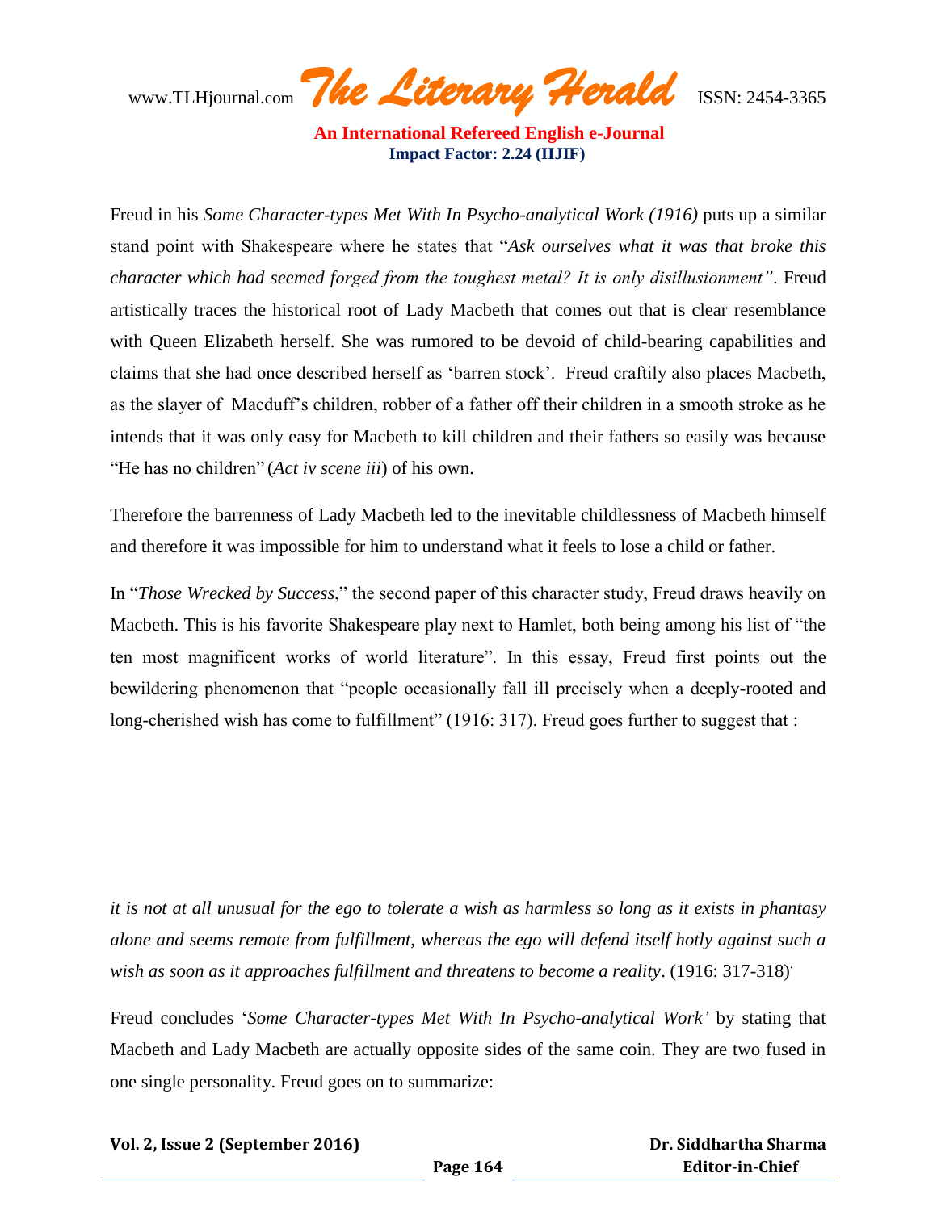Freud in his *Some Character-types Met With In Psycho-analytical Work (1916)* puts up a similar stand point with Shakespeare where he states that "*Ask ourselves what it was that broke this character which had seemed forged from the toughest metal? It is only disillusionment"*. Freud artistically traces the historical root of Lady Macbeth that comes out that is clear resemblance with Queen Elizabeth herself. She was rumored to be devoid of child-bearing capabilities and claims that she had once described herself as 'barren stock'. Freud craftily also places Macbeth, as the slayer of Macduff's children, robber of a father off their children in a smooth stroke as he intends that it was only easy for Macbeth to kill children and their fathers so easily was because "He has no children" (*Act iv scene iii*) of his own.

Therefore the barrenness of Lady Macbeth led to the inevitable childlessness of Macbeth himself and therefore it was impossible for him to understand what it feels to lose a child or father.

In "*Those Wrecked by Success*," the second paper of this character study, Freud draws heavily on Macbeth. This is his favorite Shakespeare play next to Hamlet, both being among his list of "the ten most magnificent works of world literature". In this essay, Freud first points out the bewildering phenomenon that "people occasionally fall ill precisely when a deeply-rooted and long-cherished wish has come to fulfillment" (1916: 317). Freud goes further to suggest that :

*it is not at all unusual for the ego to tolerate a wish as harmless so long as it exists in phantasy alone and seems remote from fulfillment, whereas the ego will defend itself hotly against such a wish as soon as it approaches fulfillment and threatens to become a reality*. (1916: 317-318).

Freud concludes '*Some Character-types Met With In Psycho-analytical Work'* by stating that Macbeth and Lady Macbeth are actually opposite sides of the same coin. They are two fused in one single personality. Freud goes on to summarize: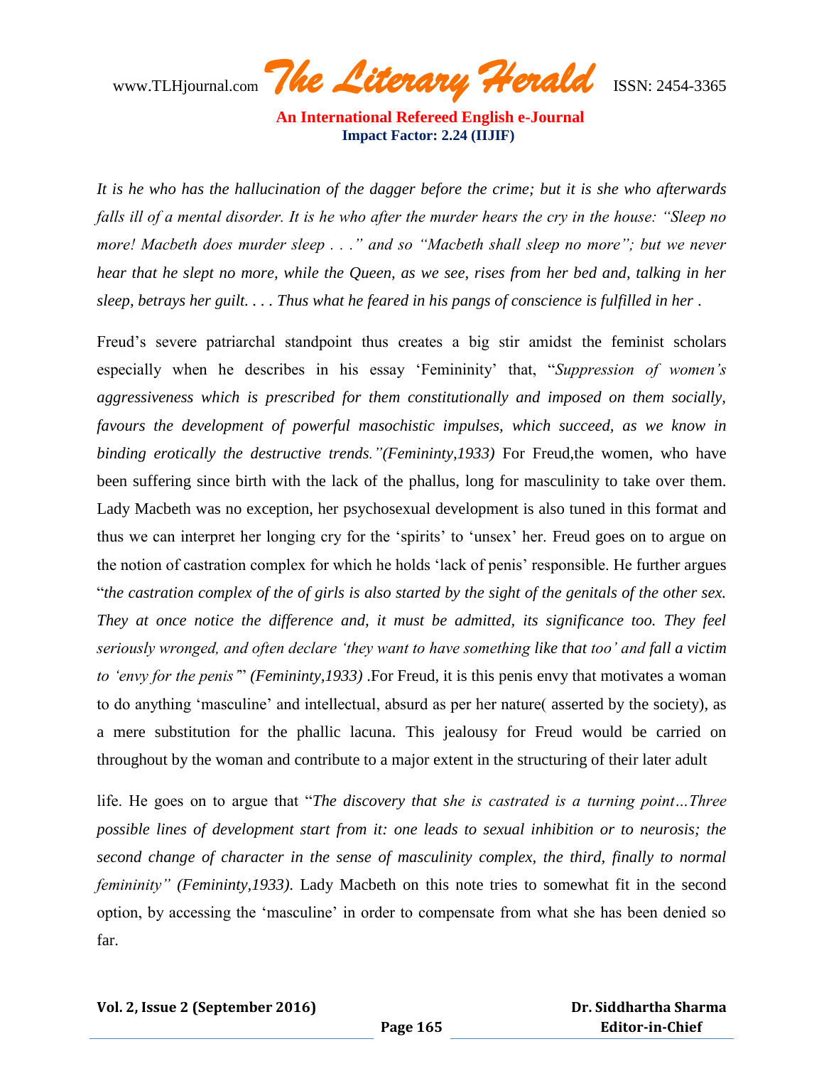*It is he who has the hallucination of the dagger before the crime; but it is she who afterwards falls ill of a mental disorder. It is he who after the murder hears the cry in the house: "Sleep no more! Macbeth does murder sleep . . ." and so "Macbeth shall sleep no more"; but we never hear that he slept no more, while the Queen, as we see, rises from her bed and, talking in her sleep, betrays her guilt. . . . Thus what he feared in his pangs of conscience is fulfilled in her .*

Freud's severe patriarchal standpoint thus creates a big stir amidst the feminist scholars especially when he describes in his essay 'Femininity' that, "*Suppression of women's aggressiveness which is prescribed for them constitutionally and imposed on them socially, favours the development of powerful masochistic impulses, which succeed, as we know in binding erotically the destructive trends."(Femininty,1933)* For Freud,the women, who have been suffering since birth with the lack of the phallus, long for masculinity to take over them. Lady Macbeth was no exception, her psychosexual development is also tuned in this format and thus we can interpret her longing cry for the 'spirits' to 'unsex' her. Freud goes on to argue on the notion of castration complex for which he holds 'lack of penis' responsible. He further argues "*the castration complex of the of girls is also started by the sight of the genitals of the other sex. They at once notice the difference and, it must be admitted, its significance too. They feel seriously wronged, and often declare 'they want to have something like that too' and fall a victim to 'envy for the penis'*" *(Femininty,1933)* .For Freud, it is this penis envy that motivates a woman to do anything 'masculine' and intellectual, absurd as per her nature( asserted by the society), as a mere substitution for the phallic lacuna. This jealousy for Freud would be carried on throughout by the woman and contribute to a major extent in the structuring of their later adult life. He goes on to argue that "*The discovery that she is castrated is a turning point…Three possible lines of development start from it: one leads to sexual inhibition or to neurosis; the second change of character in the sense of masculinity complex, the third, finally to normal femininity" (Femininty,1933).* Lady Macbeth on this note tries to somewhat fit in the second option, by accessing the 'masculine' in order to compensate from what she has been denied so far.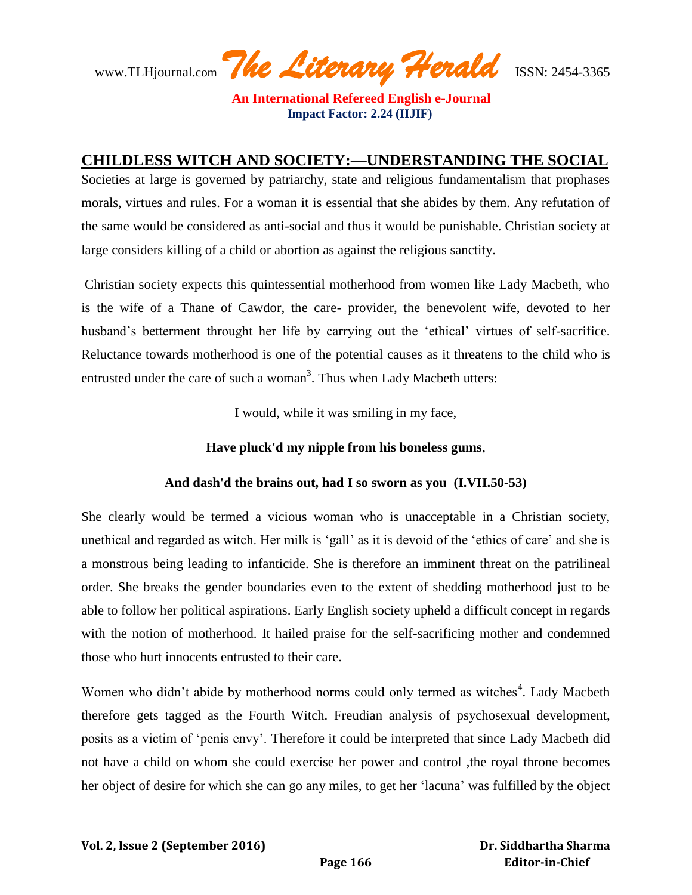## CHILDLESS WITCH AND SOCIETY:—UNDERSTANDING THE SOCIAL

Societies at large is governed by patriarchy, state and religious fundamentalism that prophases morals, virtues and rules. For a woman it is essential that she abides by them. Any refutation of the same would be considered as anti-social and thus it would be punishable. Christian society at large considers killing of a child or abortion as against the religious sanctity.

Christian society expects this quintessential motherhood from women like Lady Macbeth, who is the wife of a Thane of Cawdor, the care- provider, the benevolent wife, devoted to her husband's betterment throught her life by carrying out the 'ethical' virtues of self-sacrifice. Reluctance towards motherhood is one of the potential causes as it threatens to the child who is entrusted under the care of such a woman[3]. Thus when Lady Macbeth utters:

> I would, while it was smiling in my face,
>
> **Have pluck'd my nipple from his boneless gums**,
>
> **And dash'd the brains out, had I so sworn as you (I.VII.50-53)**

She clearly would be termed a vicious woman who is unacceptable in a Christian society, unethical and regarded as witch. Her milk is 'gall' as it is devoid of the 'ethics of care' and she is a monstrous being leading to infanticide. She is therefore an imminent threat on the patrilineal order. She breaks the gender boundaries even to the extent of shedding motherhood just to be able to follow her political aspirations. Early English society upheld a difficult concept in regards with the notion of motherhood. It hailed praise for the self-sacrificing mother and condemned those who hurt innocents entrusted to their care.

Women who didn't abide by motherhood norms could only termed as witches[4]. Lady Macbeth therefore gets tagged as the Fourth Witch. Freudian analysis of psychosexual development, posits as a victim of 'penis envy'. Therefore it could be interpreted that since Lady Macbeth did not have a child on whom she could exercise her power and control ,the royal throne becomes her object of desire for which she can go any miles, to get her 'lacuna' was fulfilled by the object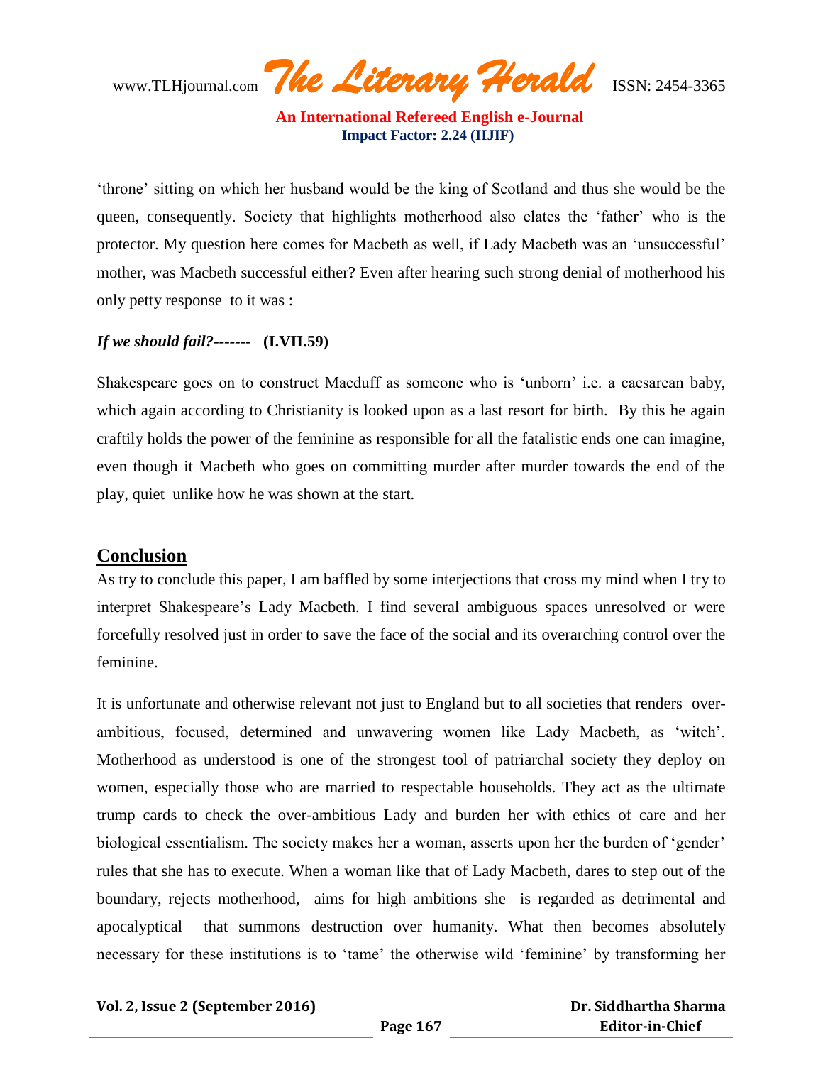'throne' sitting on which her husband would be the king of Scotland and thus she would be the queen, consequently. Society that highlights motherhood also elates the 'father' who is the protector. My question here comes for Macbeth as well, if Lady Macbeth was an 'unsuccessful' mother, was Macbeth successful either? Even after hearing such strong denial of motherhood his only petty response to it was :

***If we should fail?-------* (I.VII.59)**

Shakespeare goes on to construct Macduff as someone who is 'unborn' i.e. a caesarean baby, which again according to Christianity is looked upon as a last resort for birth. By this he again craftily holds the power of the feminine as responsible for all the fatalistic ends one can imagine, even though it Macbeth who goes on committing murder after murder towards the end of the play, quiet unlike how he was shown at the start.

## Conclusion

As try to conclude this paper, I am baffled by some interjections that cross my mind when I try to interpret Shakespeare's Lady Macbeth. I find several ambiguous spaces unresolved or were forcefully resolved just in order to save the face of the social and its overarching control over the feminine.

It is unfortunate and otherwise relevant not just to England but to all societies that renders over-ambitious, focused, determined and unwavering women like Lady Macbeth, as 'witch'. Motherhood as understood is one of the strongest tool of patriarchal society they deploy on women, especially those who are married to respectable households. They act as the ultimate trump cards to check the over-ambitious Lady and burden her with ethics of care and her biological essentialism. The society makes her a woman, asserts upon her the burden of 'gender' rules that she has to execute. When a woman like that of Lady Macbeth, dares to step out of the boundary, rejects motherhood, aims for high ambitions she is regarded as detrimental and apocalyptical that summons destruction over humanity. What then becomes absolutely necessary for these institutions is to 'tame' the otherwise wild 'feminine' by transforming her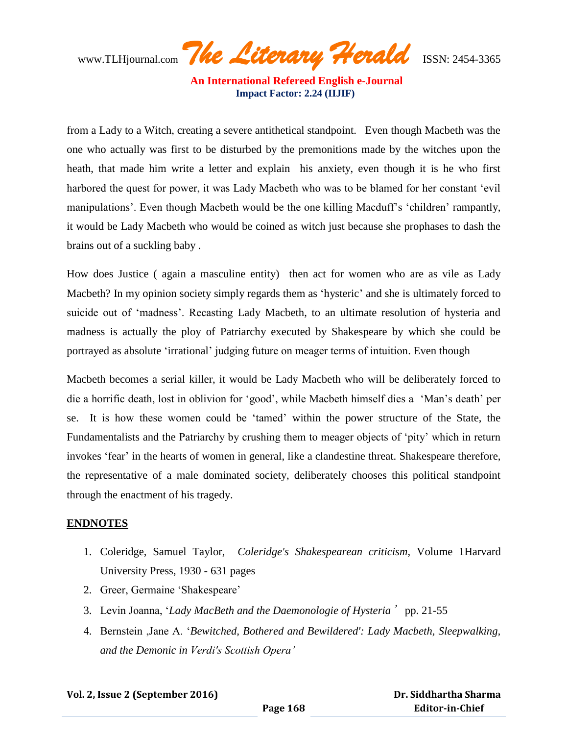from a Lady to a Witch, creating a severe antithetical standpoint. Even though Macbeth was the one who actually was first to be disturbed by the premonitions made by the witches upon the heath, that made him write a letter and explain his anxiety, even though it is he who first harbored the quest for power, it was Lady Macbeth who was to be blamed for her constant 'evil manipulations'. Even though Macbeth would be the one killing Macduff's 'children' rampantly, it would be Lady Macbeth who would be coined as witch just because she prophases to dash the brains out of a suckling baby .

How does Justice ( again a masculine entity) then act for women who are as vile as Lady Macbeth? In my opinion society simply regards them as 'hysteric' and she is ultimately forced to suicide out of 'madness'. Recasting Lady Macbeth, to an ultimate resolution of hysteria and madness is actually the ploy of Patriarchy executed by Shakespeare by which she could be portrayed as absolute 'irrational' judging future on meager terms of intuition. Even though

Macbeth becomes a serial killer, it would be Lady Macbeth who will be deliberately forced to die a horrific death, lost in oblivion for 'good', while Macbeth himself dies a 'Man's death' per se. It is how these women could be 'tamed' within the power structure of the State, the Fundamentalists and the Patriarchy by crushing them to meager objects of 'pity' which in return invokes 'fear' in the hearts of women in general, like a clandestine threat. Shakespeare therefore, the representative of a male dominated society, deliberately chooses this political standpoint through the enactment of his tragedy.

## ENDNOTES

1. Coleridge, Samuel Taylor, *Coleridge's Shakespearean criticism*, Volume 1Harvard University Press, 1930 - 631 pages
2. Greer, Germaine 'Shakespeare'
3. Levin Joanna, '*Lady MacBeth and the Daemonologie of Hysteria*' pp. 21-55
4. Bernstein ,Jane A. '*Bewitched, Bothered and Bewildered': Lady Macbeth, Sleepwalking, and the Demonic in Verdi's Scottish Opera'*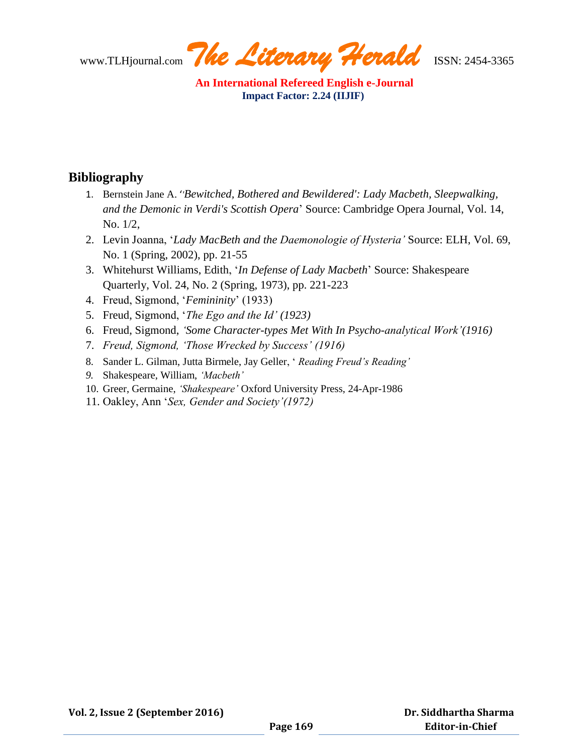## Bibliography

1. Bernstein Jane A. *''Bewitched, Bothered and Bewildered': Lady Macbeth, Sleepwalking, and the Demonic in Verdi's Scottish Opera*' Source: Cambridge Opera Journal, Vol. 14, No. 1/2,
2. Levin Joanna, '*Lady MacBeth and the Daemonologie of Hysteria'* Source: ELH, Vol. 69, No. 1 (Spring, 2002), pp. 21-55
3. Whitehurst Williams, Edith, '*In Defense of Lady Macbeth*' Source: Shakespeare Quarterly, Vol. 24, No. 2 (Spring, 1973), pp. 221-223
4. Freud, Sigmond, '*Femininity*' (1933)
5. Freud, Sigmond, '*The Ego and the Id' (1923)*
6. Freud, Sigmond, *'Some Character-types Met With In Psycho-analytical Work'(1916)*
7. *Freud, Sigmond, 'Those Wrecked by Success' (1916)*
8. Sander L. Gilman, Jutta Birmele, Jay Geller, ' *Reading Freud's Reading'*
9. Shakespeare, William, *'Macbeth'*
10. Greer, Germaine, *'Shakespeare'* Oxford University Press, 24-Apr-1986
11. Oakley, Ann '*Sex, Gender and Society'(1972)*